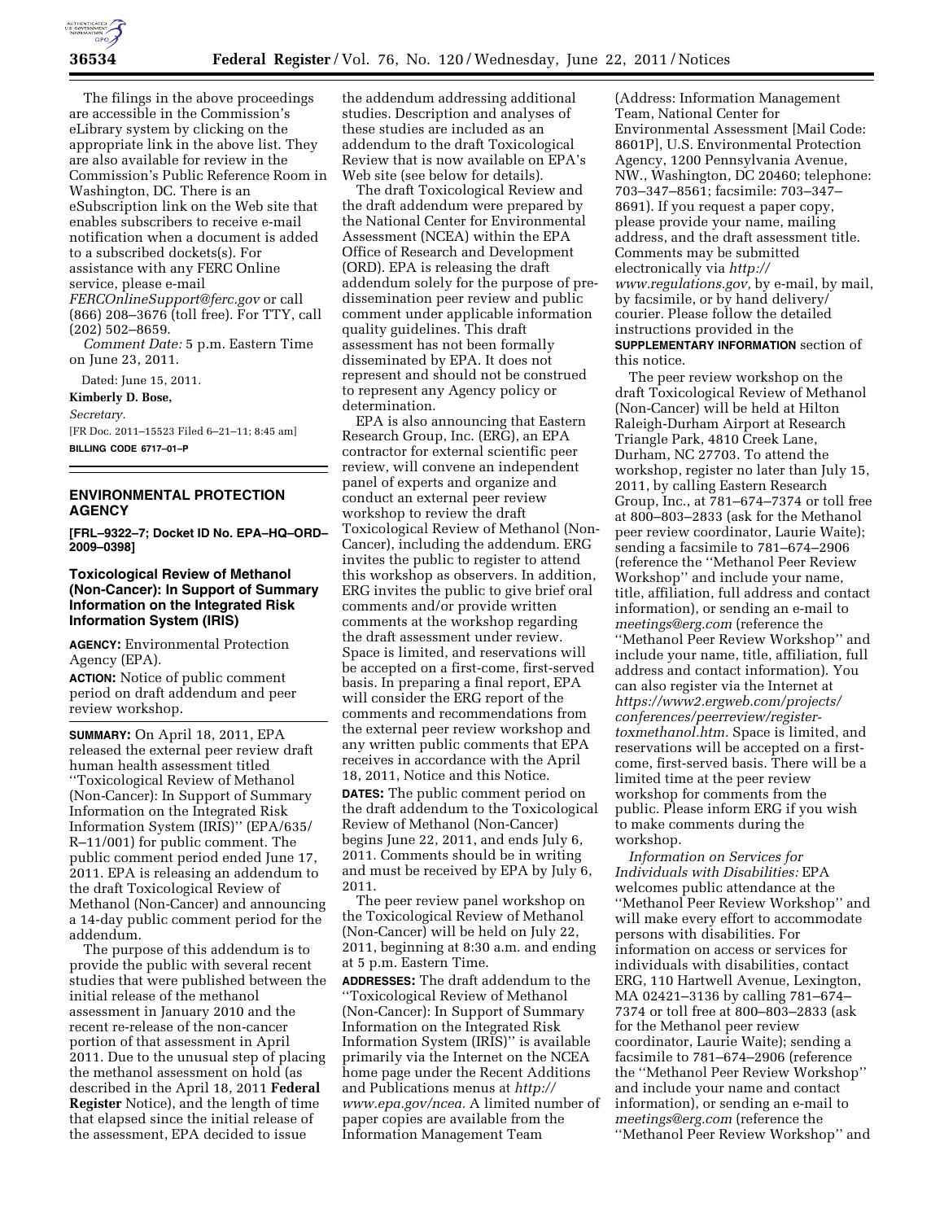The filings in the above proceedings are accessible in the Commission's eLibrary system by clicking on the appropriate link in the above list. They are also available for review in the Commission's Public Reference Room in Washington, DC. There is an eSubscription link on the Web site that enables subscribers to receive e-mail notification when a document is added to a subscribed dockets(s). For assistance with any FERC Online service, please e-mail *FERCOnlineSupport@ferc.gov* or call (866) 208–3676 (toll free). For TTY, call (202) 502–8659.

*Comment Date:* 5 p.m. Eastern Time on June 23, 2011.

Dated: June 15, 2011.

**Kimberly D. Bose,**

*Secretary.*

[FR Doc. 2011–15523 Filed 6–21–11; 8:45 am]

**BILLING CODE 6717–01–P**

## ENVIRONMENTAL PROTECTION AGENCY

**[FRL–9322–7; Docket ID No. EPA–HQ–ORD–2009–0398]**

### Toxicological Review of Methanol (Non-Cancer): In Support of Summary Information on the Integrated Risk Information System (IRIS)

**AGENCY:** Environmental Protection Agency (EPA).

**ACTION:** Notice of public comment period on draft addendum and peer review workshop.

**SUMMARY:** On April 18, 2011, EPA released the external peer review draft human health assessment titled ''Toxicological Review of Methanol (Non-Cancer): In Support of Summary Information on the Integrated Risk Information System (IRIS)'' (EPA/635/R–11/001) for public comment. The public comment period ended June 17, 2011. EPA is releasing an addendum to the draft Toxicological Review of Methanol (Non-Cancer) and announcing a 14-day public comment period for the addendum.

The purpose of this addendum is to provide the public with several recent studies that were published between the initial release of the methanol assessment in January 2010 and the recent re-release of the non-cancer portion of that assessment in April 2011. Due to the unusual step of placing the methanol assessment on hold (as described in the April 18, 2011 **Federal Register** Notice), and the length of time that elapsed since the initial release of the assessment, EPA decided to issue the addendum addressing additional studies. Description and analyses of these studies are included as an addendum to the draft Toxicological Review that is now available on EPA's Web site (see below for details).

The draft Toxicological Review and the draft addendum were prepared by the National Center for Environmental Assessment (NCEA) within the EPA Office of Research and Development (ORD). EPA is releasing the draft addendum solely for the purpose of pre-dissemination peer review and public comment under applicable information quality guidelines. This draft assessment has not been formally disseminated by EPA. It does not represent and should not be construed to represent any Agency policy or determination.

EPA is also announcing that Eastern Research Group, Inc. (ERG), an EPA contractor for external scientific peer review, will convene an independent panel of experts and organize and conduct an external peer review workshop to review the draft Toxicological Review of Methanol (Non-Cancer), including the addendum. ERG invites the public to register to attend this workshop as observers. In addition, ERG invites the public to give brief oral comments and/or provide written comments at the workshop regarding the draft assessment under review. Space is limited, and reservations will be accepted on a first-come, first-served basis. In preparing a final report, EPA will consider the ERG report of the comments and recommendations from the external peer review workshop and any written public comments that EPA receives in accordance with the April 18, 2011, Notice and this Notice.

**DATES:** The public comment period on the draft addendum to the Toxicological Review of Methanol (Non-Cancer) begins June 22, 2011, and ends July 6, 2011. Comments should be in writing and must be received by EPA by July 6, 2011.

The peer review panel workshop on the Toxicological Review of Methanol (Non-Cancer) will be held on July 22, 2011, beginning at 8:30 a.m. and ending at 5 p.m. Eastern Time.

**ADDRESSES:** The draft addendum to the ''Toxicological Review of Methanol (Non-Cancer): In Support of Summary Information on the Integrated Risk Information System (IRIS)'' is available primarily via the Internet on the NCEA home page under the Recent Additions and Publications menus at *http://www.epa.gov/ncea.* A limited number of paper copies are available from the Information Management Team (Address: Information Management Team, National Center for Environmental Assessment [Mail Code: 8601P], U.S. Environmental Protection Agency, 1200 Pennsylvania Avenue, NW., Washington, DC 20460; telephone: 703–347–8561; facsimile: 703–347–8691). If you request a paper copy, please provide your name, mailing address, and the draft assessment title. Comments may be submitted electronically via *http://www.regulations.gov,* by e-mail, by mail, by facsimile, or by hand delivery/courier. Please follow the detailed instructions provided in the **SUPPLEMENTARY INFORMATION** section of this notice.

The peer review workshop on the draft Toxicological Review of Methanol (Non-Cancer) will be held at Hilton Raleigh-Durham Airport at Research Triangle Park, 4810 Creek Lane, Durham, NC 27703. To attend the workshop, register no later than July 15, 2011, by calling Eastern Research Group, Inc., at 781–674–7374 or toll free at 800–803–2833 (ask for the Methanol peer review coordinator, Laurie Waite); sending a facsimile to 781–674–2906 (reference the ''Methanol Peer Review Workshop'' and include your name, title, affiliation, full address and contact information), or sending an e-mail to *meetings@erg.com* (reference the ''Methanol Peer Review Workshop'' and include your name, title, affiliation, full address and contact information). You can also register via the Internet at *https://www2.ergweb.com/projects/conferences/peerreview/register-toxmethanol.htm.* Space is limited, and reservations will be accepted on a first-come, first-served basis. There will be a limited time at the peer review workshop for comments from the public. Please inform ERG if you wish to make comments during the workshop.

*Information on Services for Individuals with Disabilities:* EPA welcomes public attendance at the ''Methanol Peer Review Workshop'' and will make every effort to accommodate persons with disabilities. For information on access or services for individuals with disabilities, contact ERG, 110 Hartwell Avenue, Lexington, MA 02421–3136 by calling 781–674–7374 or toll free at 800–803–2833 (ask for the Methanol peer review coordinator, Laurie Waite); sending a facsimile to 781–674–2906 (reference the ''Methanol Peer Review Workshop'' and include your name and contact information), or sending an e-mail to *meetings@erg.com* (reference the ''Methanol Peer Review Workshop'' and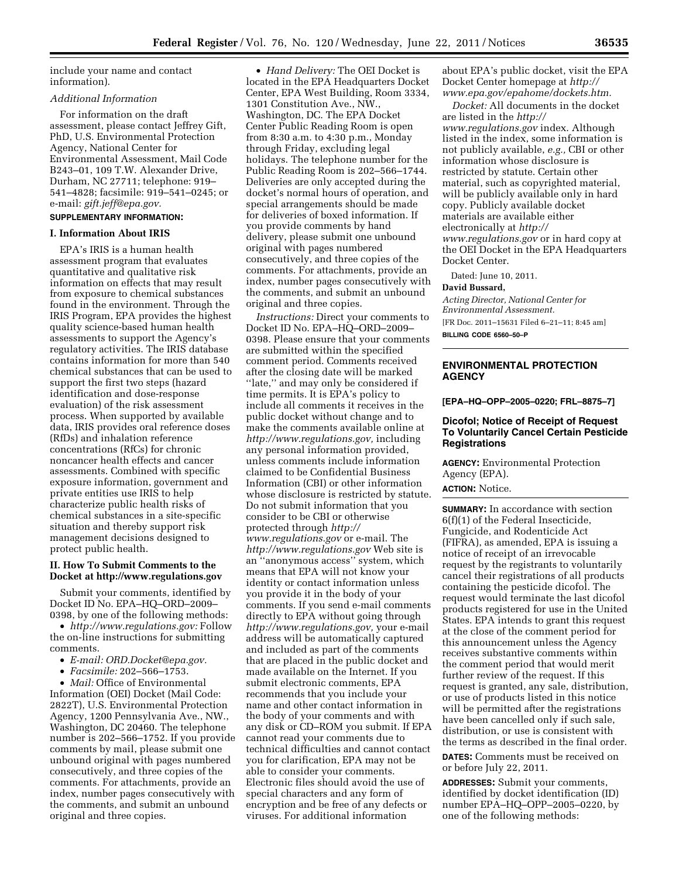include your name and contact information).

*Additional Information*

For information on the draft assessment, please contact Jeffrey Gift, PhD, U.S. Environmental Protection Agency, National Center for Environmental Assessment, Mail Code B243–01, 109 T.W. Alexander Drive, Durham, NC 27711; telephone: 919–541–4828; facsimile: 919–541–0245; or e-mail: *gift.jeff@epa.gov.*

**SUPPLEMENTARY INFORMATION:**

**I. Information About IRIS**

EPA's IRIS is a human health assessment program that evaluates quantitative and qualitative risk information on effects that may result from exposure to chemical substances found in the environment. Through the IRIS Program, EPA provides the highest quality science-based human health assessments to support the Agency's regulatory activities. The IRIS database contains information for more than 540 chemical substances that can be used to support the first two steps (hazard identification and dose-response evaluation) of the risk assessment process. When supported by available data, IRIS provides oral reference doses (RfDs) and inhalation reference concentrations (RfCs) for chronic noncancer health effects and cancer assessments. Combined with specific exposure information, government and private entities use IRIS to help characterize public health risks of chemical substances in a site-specific situation and thereby support risk management decisions designed to protect public health.

**II. How To Submit Comments to the Docket at http://www.regulations.gov**

Submit your comments, identified by Docket ID No. EPA–HQ–ORD–2009–0398, by one of the following methods:

- *http://www.regulations.gov:* Follow the on-line instructions for submitting comments.
- *E-mail: ORD.Docket@epa.gov.*
- *Facsimile:* 202–566–1753.
- *Mail:* Office of Environmental Information (OEI) Docket (Mail Code: 2822T), U.S. Environmental Protection Agency, 1200 Pennsylvania Ave., NW., Washington, DC 20460. The telephone number is 202–566–1752. If you provide comments by mail, please submit one unbound original with pages numbered consecutively, and three copies of the comments. For attachments, provide an index, number pages consecutively with the comments, and submit an unbound original and three copies.
- *Hand Delivery:* The OEI Docket is located in the EPA Headquarters Docket Center, EPA West Building, Room 3334, 1301 Constitution Ave., NW., Washington, DC. The EPA Docket Center Public Reading Room is open from 8:30 a.m. to 4:30 p.m., Monday through Friday, excluding legal holidays. The telephone number for the Public Reading Room is 202–566–1744. Deliveries are only accepted during the docket's normal hours of operation, and special arrangements should be made for deliveries of boxed information. If you provide comments by hand delivery, please submit one unbound original with pages numbered consecutively, and three copies of the comments. For attachments, provide an index, number pages consecutively with the comments, and submit an unbound original and three copies.

*Instructions:* Direct your comments to Docket ID No. EPA–HQ–ORD–2009–0398. Please ensure that your comments are submitted within the specified comment period. Comments received after the closing date will be marked ''late,'' and may only be considered if time permits. It is EPA's policy to include all comments it receives in the public docket without change and to make the comments available online at *http://www.regulations.gov,* including any personal information provided, unless comments include information claimed to be Confidential Business Information (CBI) or other information whose disclosure is restricted by statute. Do not submit information that you consider to be CBI or otherwise protected through *http://www.regulations.gov* or e-mail. The *http://www.regulations.gov* Web site is an ''anonymous access'' system, which means that EPA will not know your identity or contact information unless you provide it in the body of your comments. If you send e-mail comments directly to EPA without going through *http://www.regulations.gov,* your e-mail address will be automatically captured and included as part of the comments that are placed in the public docket and made available on the Internet. If you submit electronic comments, EPA recommends that you include your name and other contact information in the body of your comments and with any disk or CD–ROM you submit. If EPA cannot read your comments due to technical difficulties and cannot contact you for clarification, EPA may not be able to consider your comments. Electronic files should avoid the use of special characters and any form of encryption and be free of any defects or viruses. For additional information about EPA's public docket, visit the EPA Docket Center homepage at *http://www.epa.gov/epahome/dockets.htm.*

*Docket:* All documents in the docket are listed in the *http://www.regulations.gov* index. Although listed in the index, some information is not publicly available, *e.g.,* CBI or other information whose disclosure is restricted by statute. Certain other material, such as copyrighted material, will be publicly available only in hard copy. Publicly available docket materials are available either electronically at *http://www.regulations.gov* or in hard copy at the OEI Docket in the EPA Headquarters Docket Center.

Dated: June 10, 2011.

**David Bussard,**

*Acting Director, National Center for Environmental Assessment.*

[FR Doc. 2011–15631 Filed 6–21–11; 8:45 am]

**BILLING CODE 6560–50–P**

---

## ENVIRONMENTAL PROTECTION AGENCY

**[EPA–HQ–OPP–2005–0220; FRL–8875–7]**

### Dicofol; Notice of Receipt of Request To Voluntarily Cancel Certain Pesticide Registrations

**AGENCY:** Environmental Protection Agency (EPA).

**ACTION:** Notice.

**SUMMARY:** In accordance with section 6(f)(1) of the Federal Insecticide, Fungicide, and Rodenticide Act (FIFRA), as amended, EPA is issuing a notice of receipt of an irrevocable request by the registrants to voluntarily cancel their registrations of all products containing the pesticide dicofol. The request would terminate the last dicofol products registered for use in the United States. EPA intends to grant this request at the close of the comment period for this announcement unless the Agency receives substantive comments within the comment period that would merit further review of the request. If this request is granted, any sale, distribution, or use of products listed in this notice will be permitted after the registrations have been cancelled only if such sale, distribution, or use is consistent with the terms as described in the final order.

**DATES:** Comments must be received on or before July 22, 2011.

**ADDRESSES:** Submit your comments, identified by docket identification (ID) number EPA–HQ–OPP–2005–0220, by one of the following methods: